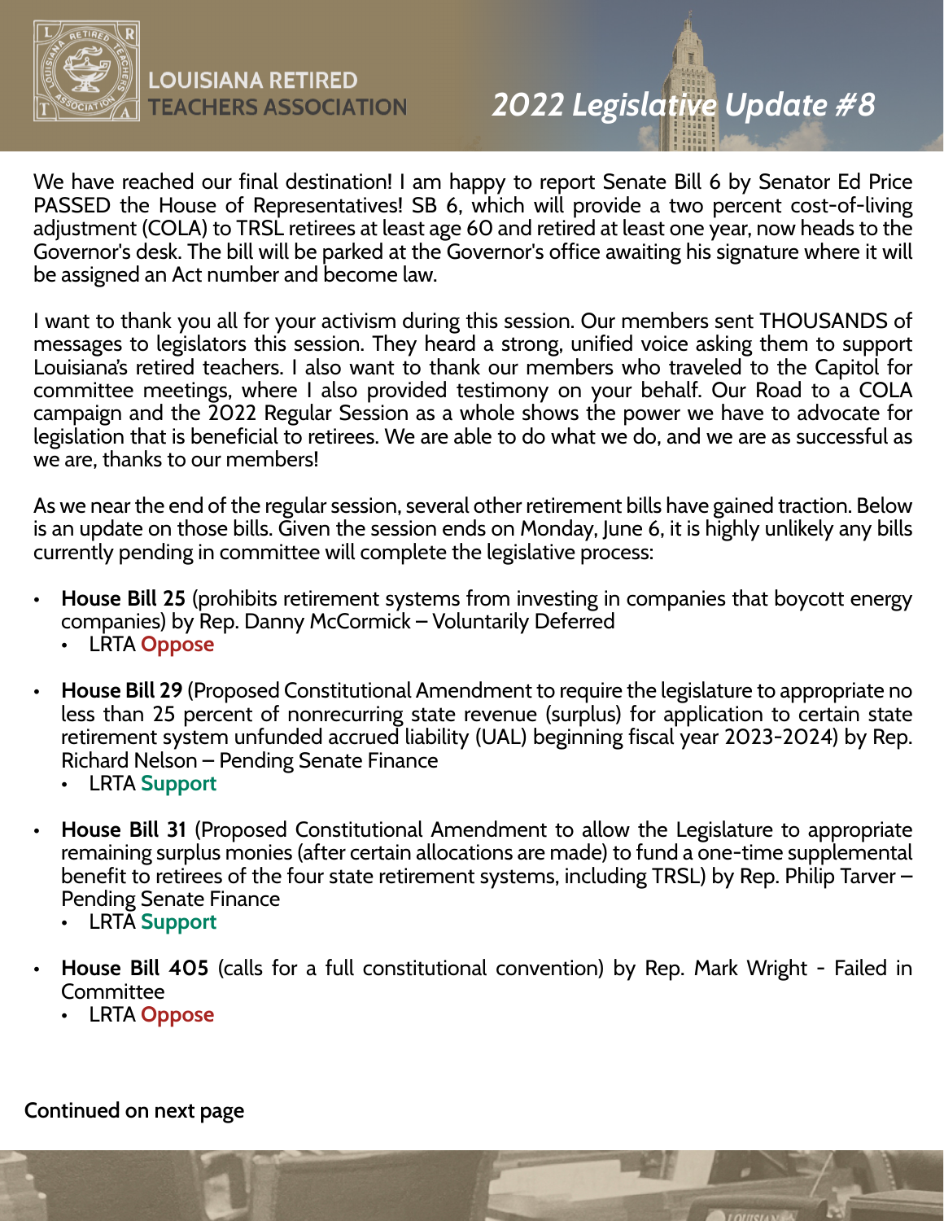LOUISIANA RETIRED TEACHERS ASSOCIATION

# *2022 Legislative Update #8*

We have reached our final destination! I am happy to report Senate Bill 6 by Senator Ed Price PASSED the House of Representatives! SB 6, which will provide a two percent cost-of-living adjustment (COLA) to TRSL retirees at least age 60 and retired at least one year, now heads to the Governor's desk. The bill will be parked at the Governor's office awaiting his signature where it will be assigned an Act number and become law.

I want to thank you all for your activism during this session. Our members sent THOUSANDS of messages to legislators this session. They heard a strong, unified voice asking them to support Louisiana's retired teachers. I also want to thank our members who traveled to the Capitol for committee meetings, where I also provided testimony on your behalf. Our Road to a COLA campaign and the 2022 Regular Session as a whole shows the power we have to advocate for legislation that is beneficial to retirees. We are able to do what we do, and we are as successful as we are, thanks to our members!

As we near the end of the regular session, several other retirement bills have gained traction. Below is an update on those bills. Given the session ends on Monday, June 6, it is highly unlikely any bills currently pending in committee will complete the legislative process:

- **House Bill 25** (prohibits retirement systems from investing in companies that boycott energy companies) by Rep. Danny McCormick – Voluntarily Deferred
  - LRTA **Oppose**
- **House Bill 29** (Proposed Constitutional Amendment to require the legislature to appropriate no less than 25 percent of nonrecurring state revenue (surplus) for application to certain state retirement system unfunded accrued liability (UAL) beginning fiscal year 2023-2024) by Rep. Richard Nelson – Pending Senate Finance
  - LRTA **Support**
- **House Bill 31** (Proposed Constitutional Amendment to allow the Legislature to appropriate remaining surplus monies (after certain allocations are made) to fund a one-time supplemental benefit to retirees of the four state retirement systems, including TRSL) by Rep. Philip Tarver – Pending Senate Finance
  - LRTA **Support**
- **House Bill 405** (calls for a full constitutional convention) by Rep. Mark Wright - Failed in Committee
  - LRTA **Oppose**

**Continued on next page**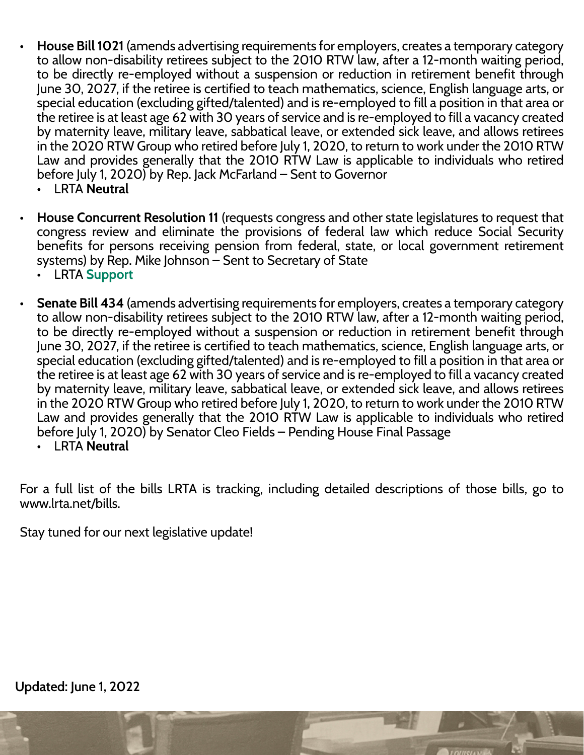- **House Bill 1021** (amends advertising requirements for employers, creates a temporary category to allow non-disability retirees subject to the 2010 RTW law, after a 12-month waiting period, to be directly re-employed without a suspension or reduction in retirement benefit through June 30, 2027, if the retiree is certified to teach mathematics, science, English language arts, or special education (excluding gifted/talented) and is re-employed to fill a position in that area or the retiree is at least age 62 with 30 years of service and is re-employed to fill a vacancy created by maternity leave, military leave, sabbatical leave, or extended sick leave, and allows retirees in the 2020 RTW Group who retired before July 1, 2020, to return to work under the 2010 RTW Law and provides generally that the 2010 RTW Law is applicable to individuals who retired before July 1, 2020) by Rep. Jack McFarland – Sent to Governor
  - LRTA **Neutral**

- **House Concurrent Resolution 11** (requests congress and other state legislatures to request that congress review and eliminate the provisions of federal law which reduce Social Security benefits for persons receiving pension from federal, state, or local government retirement systems) by Rep. Mike Johnson – Sent to Secretary of State
  - LRTA **Support**

- **Senate Bill 434** (amends advertising requirements for employers, creates a temporary category to allow non-disability retirees subject to the 2010 RTW law, after a 12-month waiting period, to be directly re-employed without a suspension or reduction in retirement benefit through June 30, 2027, if the retiree is certified to teach mathematics, science, English language arts, or special education (excluding gifted/talented) and is re-employed to fill a position in that area or the retiree is at least age 62 with 30 years of service and is re-employed to fill a vacancy created by maternity leave, military leave, sabbatical leave, or extended sick leave, and allows retirees in the 2020 RTW Group who retired before July 1, 2020, to return to work under the 2010 RTW Law and provides generally that the 2010 RTW Law is applicable to individuals who retired before July 1, 2020) by Senator Cleo Fields – Pending House Final Passage
  - LRTA **Neutral**

For a full list of the bills LRTA is tracking, including detailed descriptions of those bills, go to www.lrta.net/bills.

Stay tuned for our next legislative update!

**Updated: June 1, 2022**